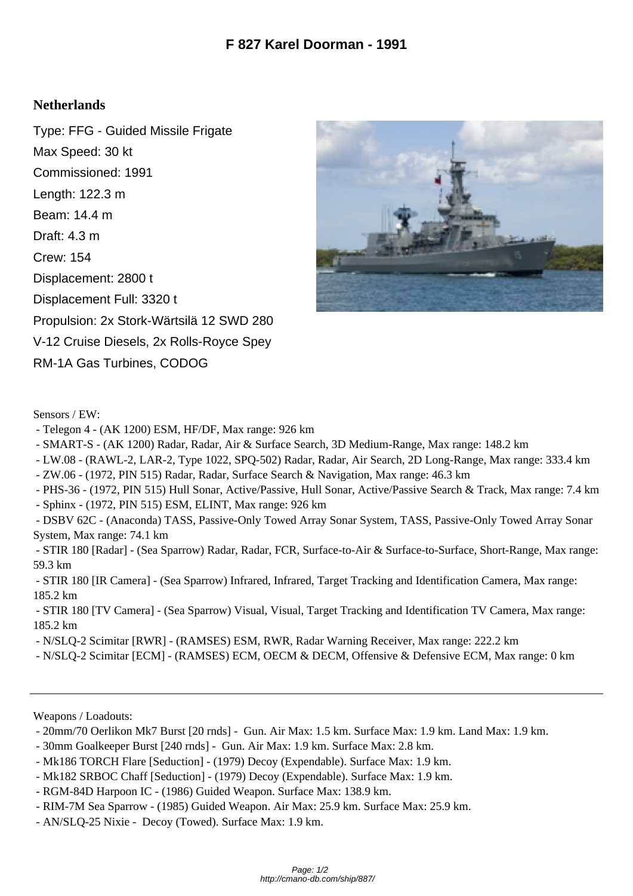# F 827 Karel Doorman - 1991

## Netherlands

Type: FFG - Guided Missile Frigate
Max Speed: 30 kt
Commissioned: 1991
Length: 122.3 m
Beam: 14.4 m
Draft: 4.3 m
Crew: 154
Displacement: 2800 t
Displacement Full: 3320 t
Propulsion: 2x Stork-Wärtsilä 12 SWD 280 V-12 Cruise Diesels, 2x Rolls-Royce Spey RM-1A Gas Turbines, CODOG

Sensors / EW:

- Telegon 4 - (AK 1200) ESM, HF/DF, Max range: 926 km
- SMART-S - (AK 1200) Radar, Radar, Air & Surface Search, 3D Medium-Range, Max range: 148.2 km
- LW.08 - (RAWL-2, LAR-2, Type 1022, SPQ-502) Radar, Radar, Air Search, 2D Long-Range, Max range: 333.4 km
- ZW.06 - (1972, PIN 515) Radar, Radar, Surface Search & Navigation, Max range: 46.3 km
- PHS-36 - (1972, PIN 515) Hull Sonar, Active/Passive, Hull Sonar, Active/Passive Search & Track, Max range: 7.4 km
- Sphinx - (1972, PIN 515) ESM, ELINT, Max range: 926 km
- DSBV 62C - (Anaconda) TASS, Passive-Only Towed Array Sonar System, TASS, Passive-Only Towed Array Sonar System, Max range: 74.1 km
- STIR 180 [Radar] - (Sea Sparrow) Radar, Radar, FCR, Surface-to-Air & Surface-to-Surface, Short-Range, Max range: 59.3 km
- STIR 180 [IR Camera] - (Sea Sparrow) Infrared, Infrared, Target Tracking and Identification Camera, Max range: 185.2 km
- STIR 180 [TV Camera] - (Sea Sparrow) Visual, Visual, Target Tracking and Identification TV Camera, Max range: 185.2 km
- N/SLQ-2 Scimitar [RWR] - (RAMSES) ESM, RWR, Radar Warning Receiver, Max range: 222.2 km
- N/SLQ-2 Scimitar [ECM] - (RAMSES) ECM, OECM & DECM, Offensive & Defensive ECM, Max range: 0 km

---

Weapons / Loadouts:

- 20mm/70 Oerlikon Mk7 Burst [20 rnds] - Gun. Air Max: 1.5 km. Surface Max: 1.9 km. Land Max: 1.9 km.
- 30mm Goalkeeper Burst [240 rnds] - Gun. Air Max: 1.9 km. Surface Max: 2.8 km.
- Mk186 TORCH Flare [Seduction] - (1979) Decoy (Expendable). Surface Max: 1.9 km.
- Mk182 SRBOC Chaff [Seduction] - (1979) Decoy (Expendable). Surface Max: 1.9 km.
- RGM-84D Harpoon IC - (1986) Guided Weapon. Surface Max: 138.9 km.
- RIM-7M Sea Sparrow - (1985) Guided Weapon. Air Max: 25.9 km. Surface Max: 25.9 km.
- AN/SLQ-25 Nixie - Decoy (Towed). Surface Max: 1.9 km.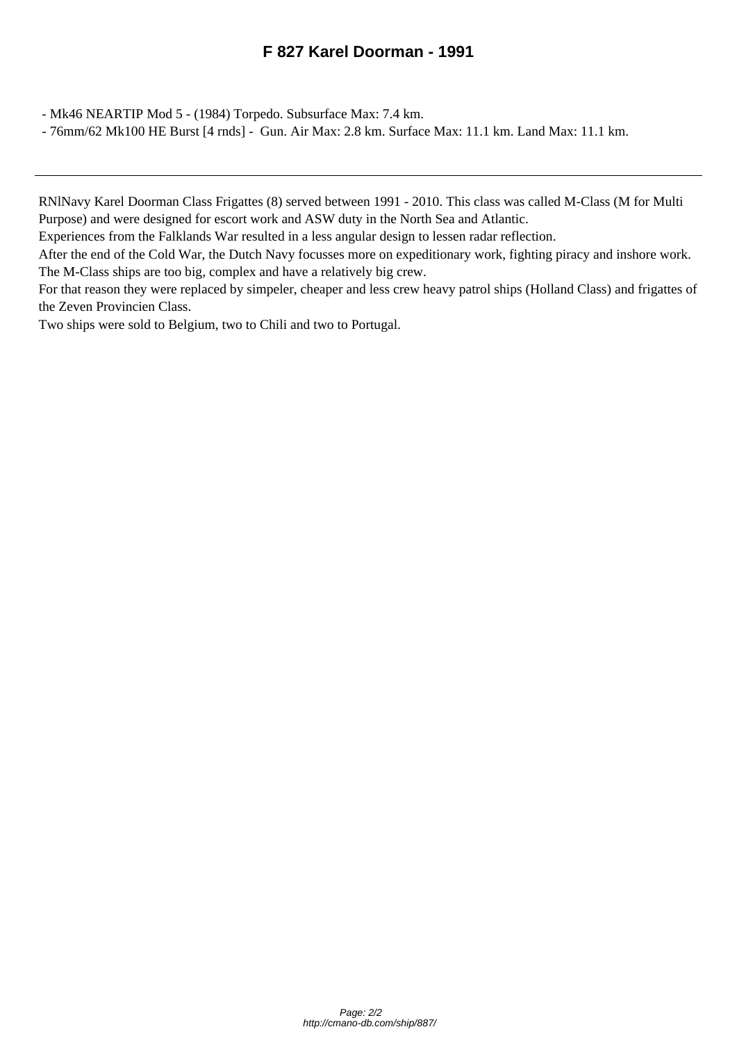- Mk46 NEARTIP Mod 5 - (1984) Torpedo. Subsurface Max: 7.4 km.
- 76mm/62 Mk100 HE Burst [4 rnds] - Gun. Air Max: 2.8 km. Surface Max: 11.1 km. Land Max: 11.1 km.

---

RNlNavy Karel Doorman Class Frigattes (8) served between 1991 - 2010. This class was called M-Class (M for Multi Purpose) and were designed for escort work and ASW duty in the North Sea and Atlantic.

Experiences from the Falklands War resulted in a less angular design to lessen radar reflection.

After the end of the Cold War, the Dutch Navy focusses more on expeditionary work, fighting piracy and inshore work. The M-Class ships are too big, complex and have a relatively big crew.

For that reason they were replaced by simpeler, cheaper and less crew heavy patrol ships (Holland Class) and frigattes of the Zeven Provincien Class.

Two ships were sold to Belgium, two to Chili and two to Portugal.